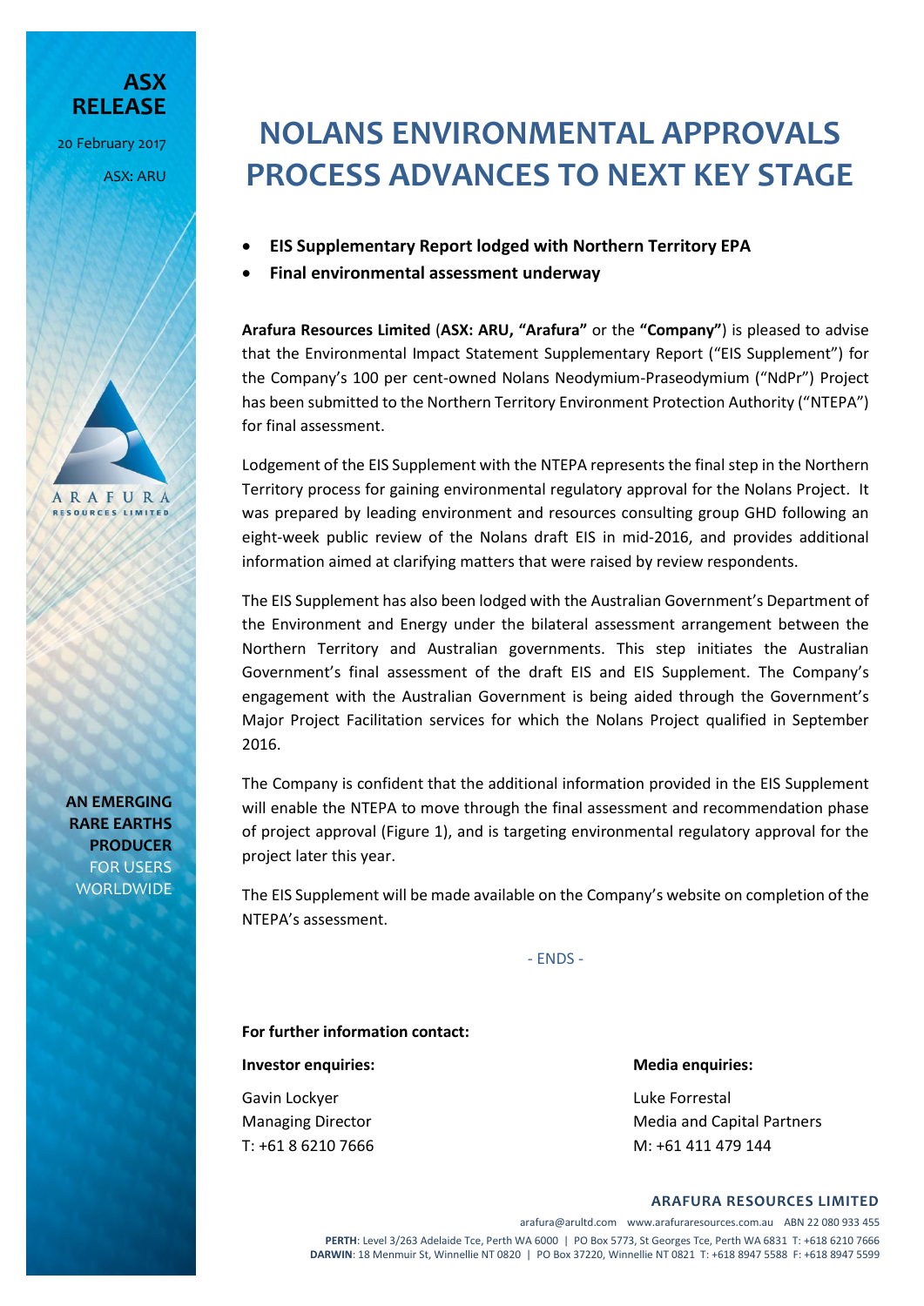**ASX RELEASE**

20 February 2017

ASX: ARU

# NOLANS ENVIRONMENTAL APPROVALS PROCESS ADVANCES TO NEXT KEY STAGE

- **EIS Supplementary Report lodged with Northern Territory EPA**
- **Final environmental assessment underway**

**Arafura Resources Limited** (**ASX: ARU, "Arafura"** or the **"Company"**) is pleased to advise that the Environmental Impact Statement Supplementary Report ("EIS Supplement") for the Company's 100 per cent-owned Nolans Neodymium-Praseodymium ("NdPr") Project has been submitted to the Northern Territory Environment Protection Authority ("NTEPA") for final assessment.

Lodgement of the EIS Supplement with the NTEPA represents the final step in the Northern Territory process for gaining environmental regulatory approval for the Nolans Project. It was prepared by leading environment and resources consulting group GHD following an eight-week public review of the Nolans draft EIS in mid-2016, and provides additional information aimed at clarifying matters that were raised by review respondents.

The EIS Supplement has also been lodged with the Australian Government's Department of the Environment and Energy under the bilateral assessment arrangement between the Northern Territory and Australian governments. This step initiates the Australian Government's final assessment of the draft EIS and EIS Supplement. The Company's engagement with the Australian Government is being aided through the Government's Major Project Facilitation services for which the Nolans Project qualified in September 2016.

The Company is confident that the additional information provided in the EIS Supplement will enable the NTEPA to move through the final assessment and recommendation phase of project approval (Figure 1), and is targeting environmental regulatory approval for the project later this year.

The EIS Supplement will be made available on the Company's website on completion of the NTEPA's assessment.

- ENDS -

**For further information contact:**

**Investor enquiries:**

Gavin Lockyer
Managing Director
T: +61 8 6210 7666

**Media enquiries:**

Luke Forrestal
Media and Capital Partners
M: +61 411 479 144

**AN EMERGING RARE EARTHS PRODUCER** FOR USERS WORLDWIDE

**ARAFURA RESOURCES LIMITED**

arafura@arultd.com www.arafuraresources.com.au ABN 22 080 933 455

**PERTH**: Level 3/263 Adelaide Tce, Perth WA 6000 | PO Box 5773, St Georges Tce, Perth WA 6831 T: +618 6210 7666

**DARWIN**: 18 Menmuir St, Winnellie NT 0820 | PO Box 37220, Winnellie NT 0821 T: +618 8947 5588 F: +618 8947 5599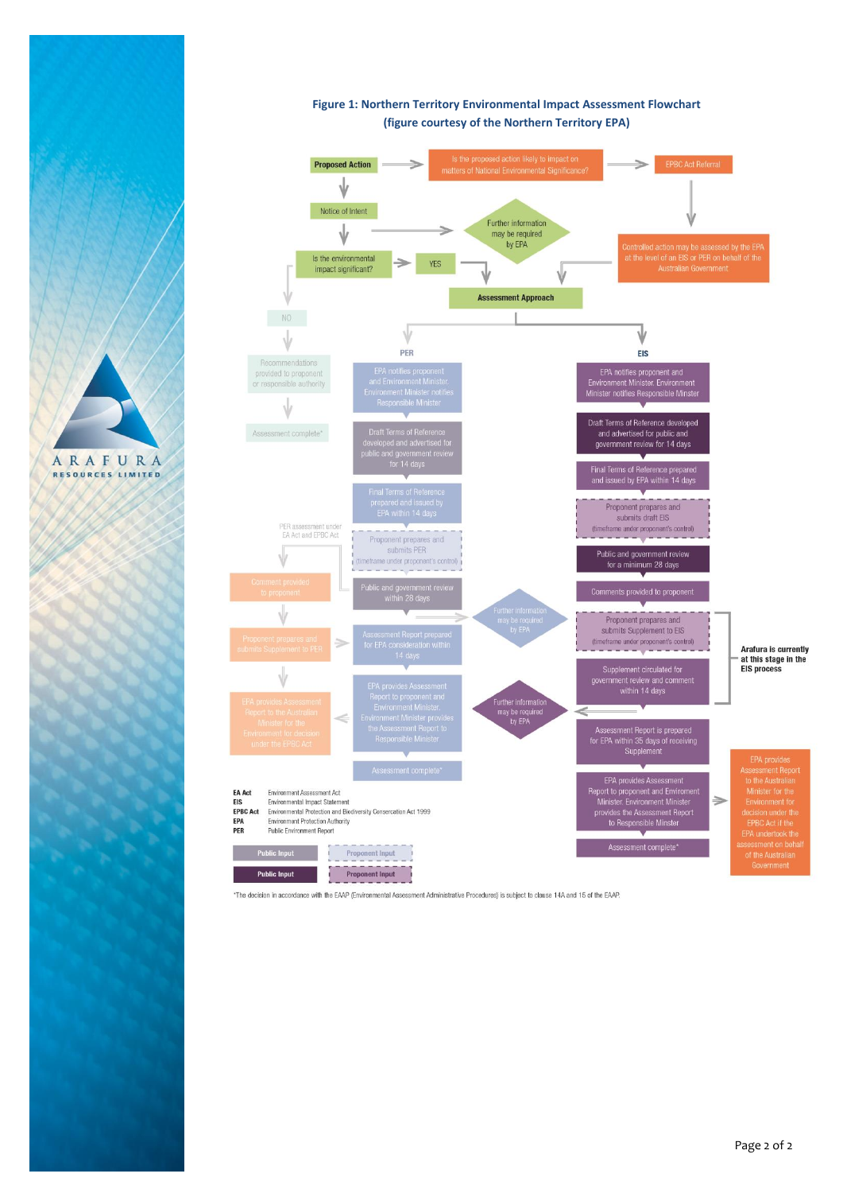**Figure 1: Northern Territory Environmental Impact Assessment Flowchart (figure courtesy of the Northern Territory EPA)**

Proposed Action

Is the proposed action likely to impact on matters of National Environmental Significance?

EPBC Act Referral

Notice of Intent

Further information may be required by EPA

Is the environmental impact significant?

YES

Controlled action may be assessed by the EPA at the level of an EIS or PER on behalf of the Australian Government

Assessment Approach

NO

Recommendations provided to proponent or responsible authority

Assessment complete*

PER

EPA notifies proponent and Environment Minister. Environment Minister notifies Responsible Minister

Draft Terms of Reference developed and advertised for public and government review for 14 days

Final Terms of Reference prepared and issued by EPA within 14 days

Proponent prepares and submits PER (timeframe under proponent's control)

Public and government review within 28 days

Further information may be required by EPA

Assessment Report prepared for EPA consideration within 14 days

EPA provides Assessment Report to proponent and Environment Minister. Environment Minister provides the Assessment Report to Responsible Minister

Assessment complete*

PER assessment under EA Act and EPBC Act

Comment provided to proponent

Proponent prepares and submits Supplement to PER

EPA provides Assessment Report to the Australian Minister for the Environment for decision under the EPBC Act

EIS

EPA notifies proponent and Environment Minister. Environment Minister notifies Responsible Minister

Draft Terms of Reference developed and advertised for public and government review for 14 days

Final Terms of Reference prepared and issued by EPA within 14 days

Proponent prepares and submits draft EIS (timeframe under proponent's control)

Public and government review for a minimum 28 days

Comments provided to proponent

Proponent prepares and submits Supplement to EIS (timeframe under proponent's control)

Supplement circulated for government review and comment within 14 days

**Arafura is currently at this stage in the EIS process**

Further information may be required by EPA

Assessment Report is prepared for EPA within 35 days of receiving Supplement

EPA provides Assessment Report to proponent and Environment Minister. Environment Minister provides the Assessment Report to Responsible Minister

Assessment complete*

EPA provides Assessment Report to the Australian Minister for the Environment for decision under the EPBC Act if the EPA undertook the assessment on behalf of the Australian Government

| | |
|---|---|
| **EA Act** | Environmental Assessment Act |
| **EIS** | Environmental Impact Statement |
| **EPBC Act** | Environmental Protection and Biodiversity Conservation Act 1999 |
| **EPA** | Environment Protection Authority |
| **PER** | Public Environment Report |

Public Input | Proponent Input

Public Input | Proponent Input

*The decision in accordance with the EAAP (Environmental Assessment Administrative Procedures) is subject to clause 14A and 15 of the EAAP.